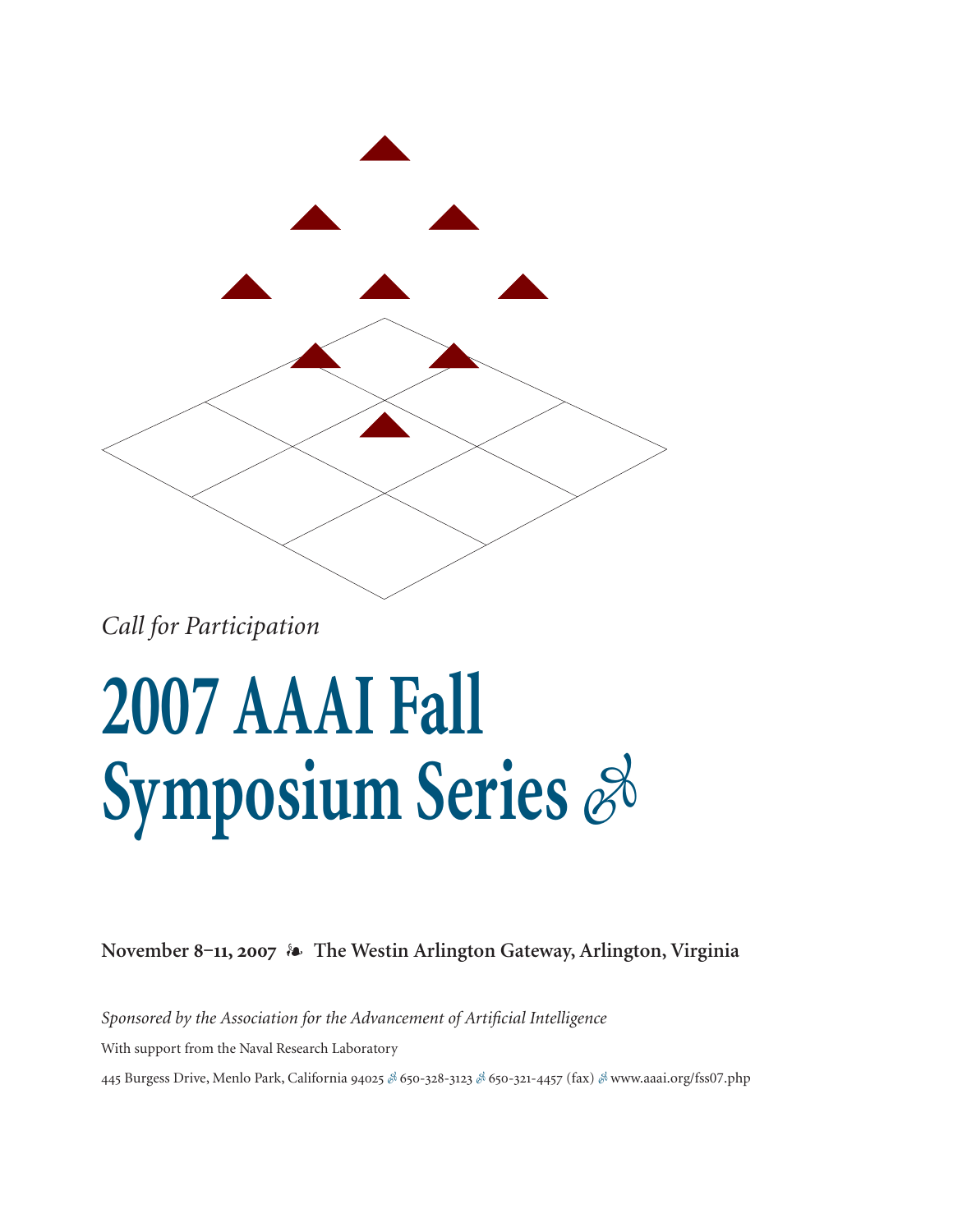*Call for Participation*

# 2007 AAAI Fall Symposium Series

**November 8–11, 2007 ❧ The Westin Arlington Gateway, Arlington, Virginia**

*Sponsored by the Association for the Advancement of Artificial Intelligence*

With support from the Naval Research Laboratory

445 Burgess Drive, Menlo Park, California 94025 ❧ 650-328-3123 ❧ 650-321-4457 (fax) ❧ www.aaai.org/fss07.php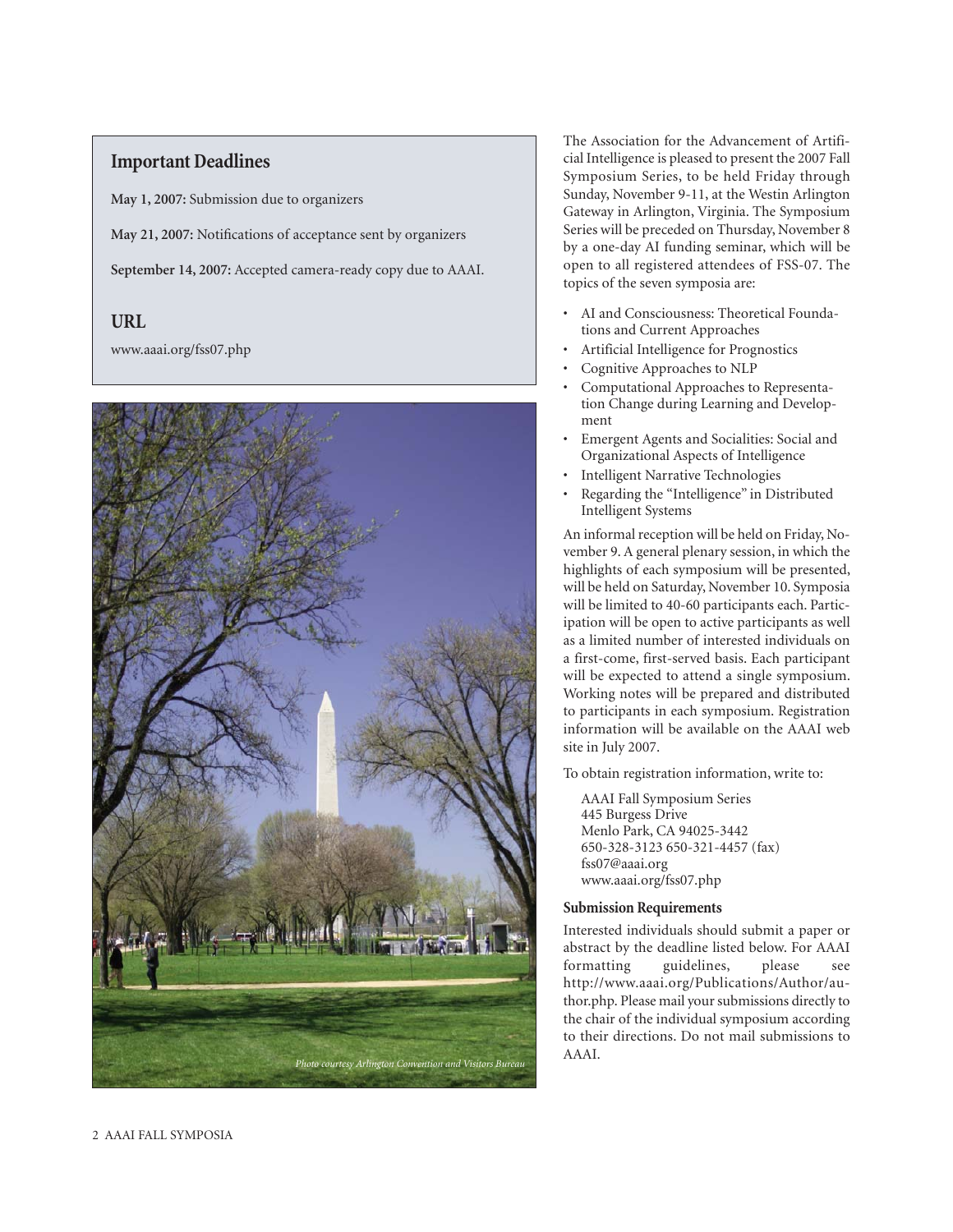## Important Deadlines

**May 1, 2007:** Submission due to organizers

**May 21, 2007:** Notifications of acceptance sent by organizers

**September 14, 2007:** Accepted camera-ready copy due to AAAI.

## URL

www.aaai.org/fss07.php

*Photo courtesy Arlington Convention and Visitors Bureau*

The Association for the Advancement of Artificial Intelligence is pleased to present the 2007 Fall Symposium Series, to be held Friday through Sunday, November 9-11, at the Westin Arlington Gateway in Arlington, Virginia. The Symposium Series will be preceded on Thursday, November 8 by a one-day AI funding seminar, which will be open to all registered attendees of FSS-07. The topics of the seven symposia are:

- AI and Consciousness: Theoretical Foundations and Current Approaches
- Artificial Intelligence for Prognostics
- Cognitive Approaches to NLP
- Computational Approaches to Representation Change during Learning and Development
- Emergent Agents and Socialities: Social and Organizational Aspects of Intelligence
- Intelligent Narrative Technologies
- Regarding the "Intelligence" in Distributed Intelligent Systems

An informal reception will be held on Friday, November 9. A general plenary session, in which the highlights of each symposium will be presented, will be held on Saturday, November 10. Symposia will be limited to 40-60 participants each. Participation will be open to active participants as well as a limited number of interested individuals on a first-come, first-served basis. Each participant will be expected to attend a single symposium. Working notes will be prepared and distributed to participants in each symposium. Registration information will be available on the AAAI web site in July 2007.

To obtain registration information, write to:

AAAI Fall Symposium Series  
445 Burgess Drive  
Menlo Park, CA 94025-3442  
650-328-3123 650-321-4457 (fax)  
fss07@aaai.org  
www.aaai.org/fss07.php

### Submission Requirements

Interested individuals should submit a paper or abstract by the deadline listed below. For AAAI formatting guidelines, please see http://www.aaai.org/Publications/Author/author.php. Please mail your submissions directly to the chair of the individual symposium according to their directions. Do not mail submissions to AAAI.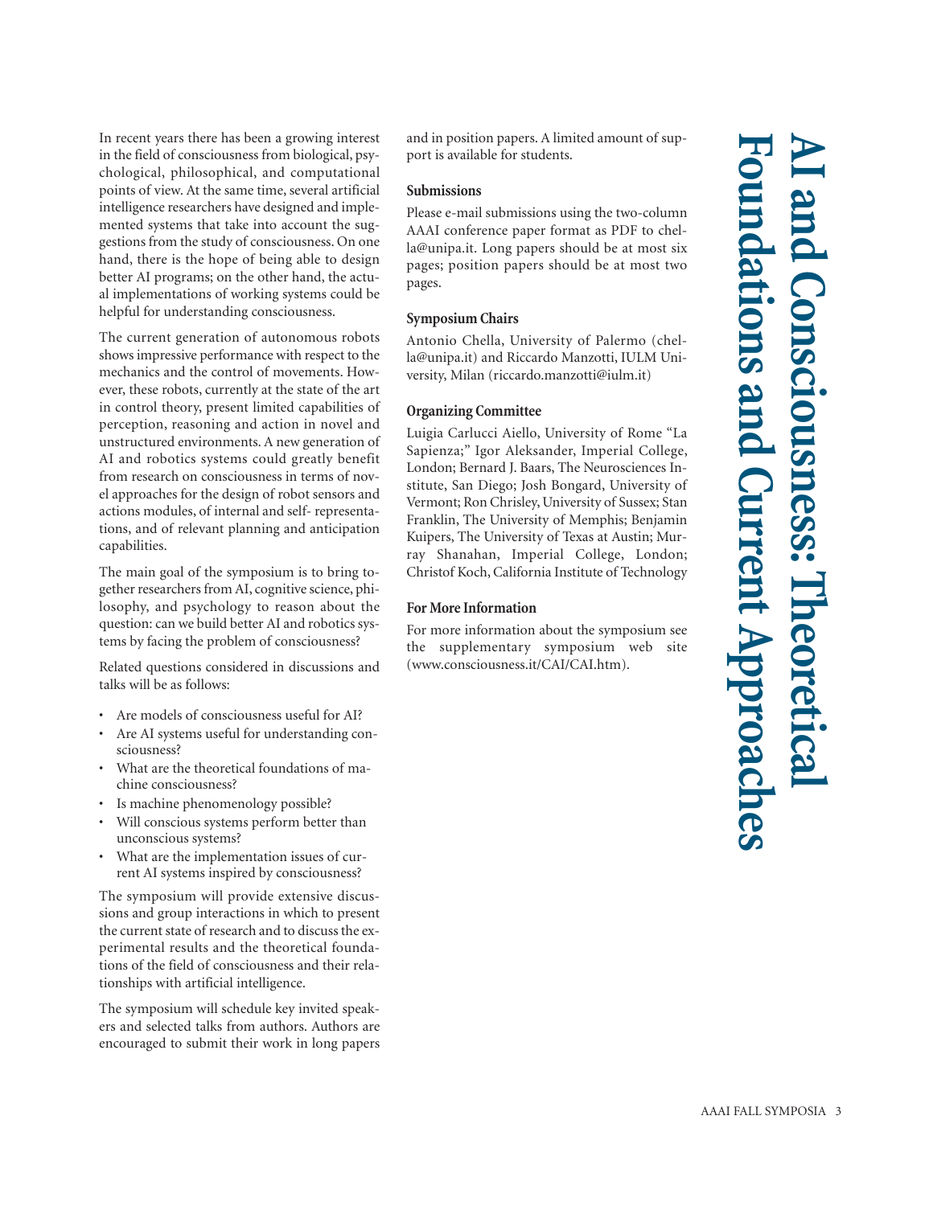# AI and Consciousness: Theoretical Foundations and Current Approaches

In recent years there has been a growing interest in the field of consciousness from biological, psychological, philosophical, and computational points of view. At the same time, several artificial intelligence researchers have designed and implemented systems that take into account the suggestions from the study of consciousness. On one hand, there is the hope of being able to design better AI programs; on the other hand, the actual implementations of working systems could be helpful for understanding consciousness.

The current generation of autonomous robots shows impressive performance with respect to the mechanics and the control of movements. However, these robots, currently at the state of the art in control theory, present limited capabilities of perception, reasoning and action in novel and unstructured environments. A new generation of AI and robotics systems could greatly benefit from research on consciousness in terms of novel approaches for the design of robot sensors and actions modules, of internal and self- representations, and of relevant planning and anticipation capabilities.

The main goal of the symposium is to bring together researchers from AI, cognitive science, philosophy, and psychology to reason about the question: can we build better AI and robotics systems by facing the problem of consciousness?

Related questions considered in discussions and talks will be as follows:

- Are models of consciousness useful for AI?
- Are AI systems useful for understanding consciousness?
- What are the theoretical foundations of machine consciousness?
- Is machine phenomenology possible?
- Will conscious systems perform better than unconscious systems?
- What are the implementation issues of current AI systems inspired by consciousness?

The symposium will provide extensive discussions and group interactions in which to present the current state of research and to discuss the experimental results and the theoretical foundations of the field of consciousness and their relationships with artificial intelligence.

The symposium will schedule key invited speakers and selected talks from authors. Authors are encouraged to submit their work in long papers and in position papers. A limited amount of support is available for students.

### Submissions

Please e-mail submissions using the two-column AAAI conference paper format as PDF to chella@unipa.it. Long papers should be at most six pages; position papers should be at most two pages.

### Symposium Chairs

Antonio Chella, University of Palermo (chella@unipa.it) and Riccardo Manzotti, IULM University, Milan (riccardo.manzotti@iulm.it)

### Organizing Committee

Luigia Carlucci Aiello, University of Rome "La Sapienza;" Igor Aleksander, Imperial College, London; Bernard J. Baars, The Neurosciences Institute, San Diego; Josh Bongard, University of Vermont; Ron Chrisley, University of Sussex; Stan Franklin, The University of Memphis; Benjamin Kuipers, The University of Texas at Austin; Murray Shanahan, Imperial College, London; Christof Koch, California Institute of Technology

### For More Information

For more information about the symposium see the supplementary symposium web site (www.consciousness.it/CAI/CAI.htm).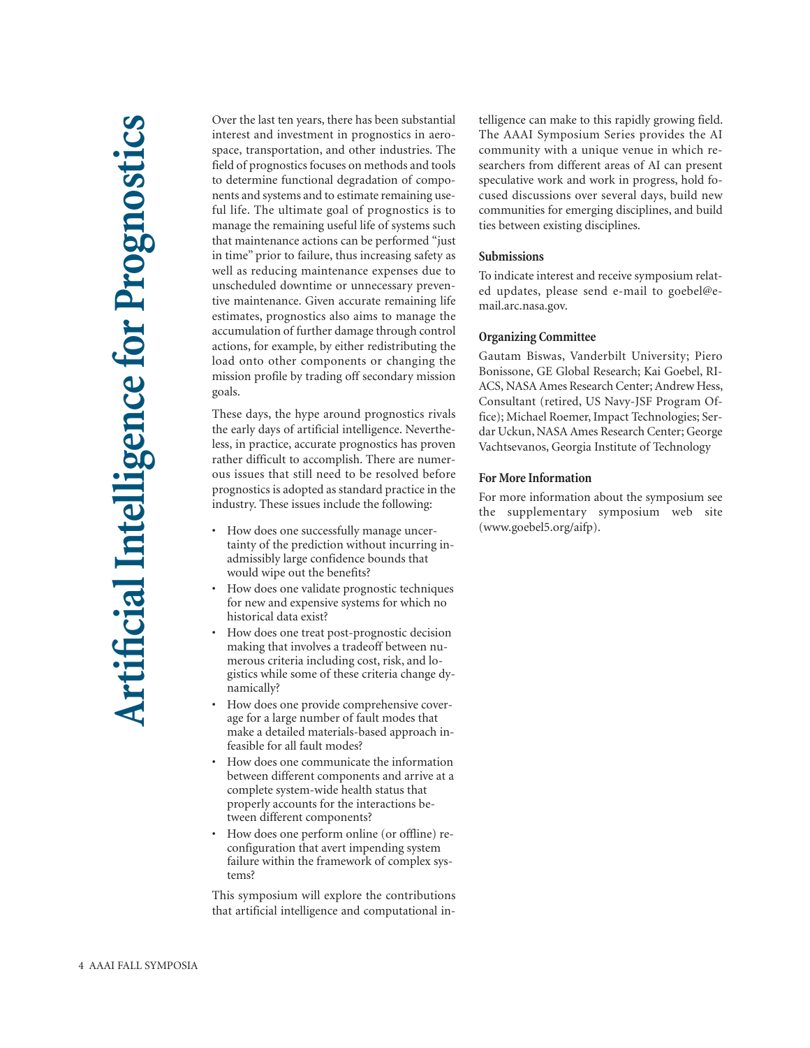# Artificial Intelligence for Prognostics

Over the last ten years, there has been substantial interest and investment in prognostics in aerospace, transportation, and other industries. The field of prognostics focuses on methods and tools to determine functional degradation of components and systems and to estimate remaining useful life. The ultimate goal of prognostics is to manage the remaining useful life of systems such that maintenance actions can be performed "just in time" prior to failure, thus increasing safety as well as reducing maintenance expenses due to unscheduled downtime or unnecessary preventive maintenance. Given accurate remaining life estimates, prognostics also aims to manage the accumulation of further damage through control actions, for example, by either redistributing the load onto other components or changing the mission profile by trading off secondary mission goals.

These days, the hype around prognostics rivals the early days of artificial intelligence. Nevertheless, in practice, accurate prognostics has proven rather difficult to accomplish. There are numerous issues that still need to be resolved before prognostics is adopted as standard practice in the industry. These issues include the following:

- How does one successfully manage uncertainty of the prediction without incurring inadmissibly large confidence bounds that would wipe out the benefits?
- How does one validate prognostic techniques for new and expensive systems for which no historical data exist?
- How does one treat post-prognostic decision making that involves a tradeoff between numerous criteria including cost, risk, and logistics while some of these criteria change dynamically?
- How does one provide comprehensive coverage for a large number of fault modes that make a detailed materials-based approach infeasible for all fault modes?
- How does one communicate the information between different components and arrive at a complete system-wide health status that properly accounts for the interactions between different components?
- How does one perform online (or offline) reconfiguration that avert impending system failure within the framework of complex systems?

This symposium will explore the contributions that artificial intelligence and computational intelligence can make to this rapidly growing field. The AAAI Symposium Series provides the AI community with a unique venue in which researchers from different areas of AI can present speculative work and work in progress, hold focused discussions over several days, build new communities for emerging disciplines, and build ties between existing disciplines.

### Submissions

To indicate interest and receive symposium related updates, please send e-mail to goebel@email.arc.nasa.gov.

### Organizing Committee

Gautam Biswas, Vanderbilt University; Piero Bonissone, GE Global Research; Kai Goebel, RIACS, NASA Ames Research Center; Andrew Hess, Consultant (retired, US Navy-JSF Program Office); Michael Roemer, Impact Technologies; Serdar Uckun, NASA Ames Research Center; George Vachtsevanos, Georgia Institute of Technology

### For More Information

For more information about the symposium see the supplementary symposium web site (www.goebel5.org/aifp).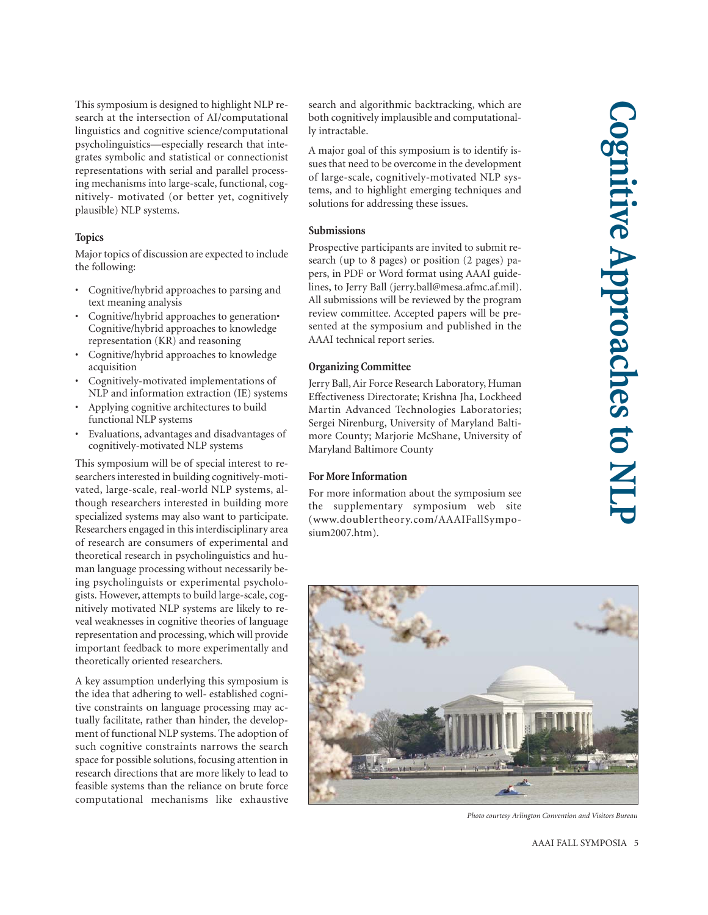# Cognitive Approaches to NLP

This symposium is designed to highlight NLP research at the intersection of AI/computational linguistics and cognitive science/computational psycholinguistics—especially research that integrates symbolic and statistical or connectionist representations with serial and parallel processing mechanisms into large-scale, functional, cognitively- motivated (or better yet, cognitively plausible) NLP systems.

## Topics

Major topics of discussion are expected to include the following:

- Cognitive/hybrid approaches to parsing and text meaning analysis
- Cognitive/hybrid approaches to generation
- Cognitive/hybrid approaches to knowledge representation (KR) and reasoning
- Cognitive/hybrid approaches to knowledge acquisition
- Cognitively-motivated implementations of NLP and information extraction (IE) systems
- Applying cognitive architectures to build functional NLP systems
- Evaluations, advantages and disadvantages of cognitively-motivated NLP systems

This symposium will be of special interest to researchers interested in building cognitively-motivated, large-scale, real-world NLP systems, although researchers interested in building more specialized systems may also want to participate. Researchers engaged in this interdisciplinary area of research are consumers of experimental and theoretical research in psycholinguistics and human language processing without necessarily being psycholinguists or experimental psychologists. However, attempts to build large-scale, cognitively motivated NLP systems are likely to reveal weaknesses in cognitive theories of language representation and processing, which will provide important feedback to more experimentally and theoretically oriented researchers.

A key assumption underlying this symposium is the idea that adhering to well- established cognitive constraints on language processing may actually facilitate, rather than hinder, the development of functional NLP systems. The adoption of such cognitive constraints narrows the search space for possible solutions, focusing attention in research directions that are more likely to lead to feasible systems than the reliance on brute force computational mechanisms like exhaustive search and algorithmic backtracking, which are both cognitively implausible and computationally intractable.

A major goal of this symposium is to identify issues that need to be overcome in the development of large-scale, cognitively-motivated NLP systems, and to highlight emerging techniques and solutions for addressing these issues.

## Submissions

Prospective participants are invited to submit research (up to 8 pages) or position (2 pages) papers, in PDF or Word format using AAAI guidelines, to Jerry Ball (jerry.ball@mesa.afmc.af.mil). All submissions will be reviewed by the program review committee. Accepted papers will be presented at the symposium and published in the AAAI technical report series.

## Organizing Committee

Jerry Ball, Air Force Research Laboratory, Human Effectiveness Directorate; Krishna Jha, Lockheed Martin Advanced Technologies Laboratories; Sergei Nirenburg, University of Maryland Baltimore County; Marjorie McShane, University of Maryland Baltimore County

## For More Information

For more information about the symposium see the supplementary symposium web site (www.doublertheory.com/AAAIFallSymposium2007.htm).

*Photo courtesy Arlington Convention and Visitors Bureau*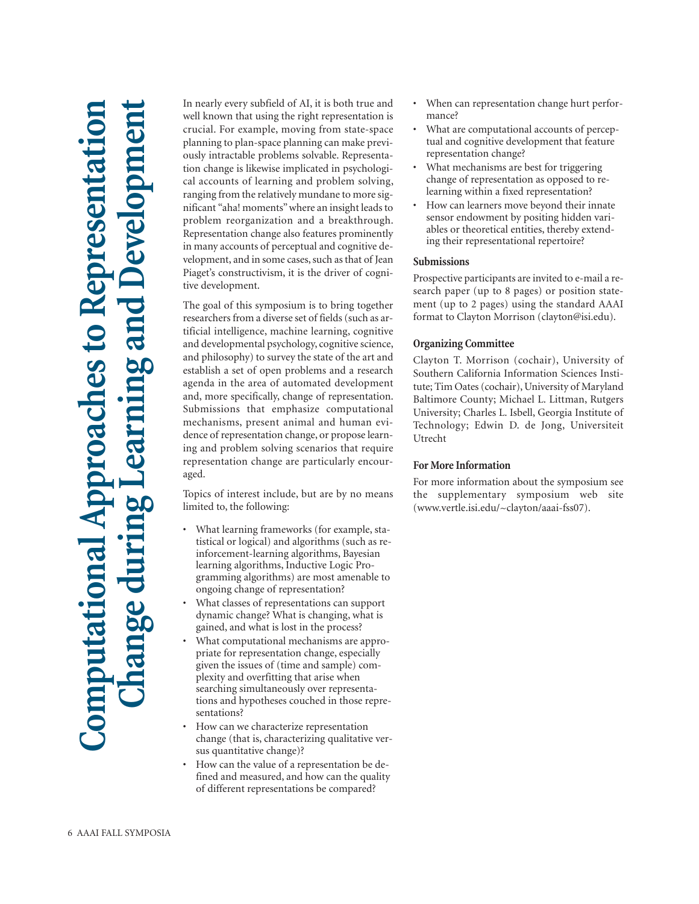# Computational Approaches to Representation Change during Learning and Development

In nearly every subfield of AI, it is both true and well known that using the right representation is crucial. For example, moving from state-space planning to plan-space planning can make previously intractable problems solvable. Representation change is likewise implicated in psychological accounts of learning and problem solving, ranging from the relatively mundane to more significant "aha! moments" where an insight leads to problem reorganization and a breakthrough. Representation change also features prominently in many accounts of perceptual and cognitive development, and in some cases, such as that of Jean Piaget's constructivism, it is the driver of cognitive development.

The goal of this symposium is to bring together researchers from a diverse set of fields (such as artificial intelligence, machine learning, cognitive and developmental psychology, cognitive science, and philosophy) to survey the state of the art and establish a set of open problems and a research agenda in the area of automated development and, more specifically, change of representation. Submissions that emphasize computational mechanisms, present animal and human evidence of representation change, or propose learning and problem solving scenarios that require representation change are particularly encouraged.

Topics of interest include, but are by no means limited to, the following:

- What learning frameworks (for example, statistical or logical) and algorithms (such as reinforcement-learning algorithms, Bayesian learning algorithms, Inductive Logic Programming algorithms) are most amenable to ongoing change of representation?
- What classes of representations can support dynamic change? What is changing, what is gained, and what is lost in the process?
- What computational mechanisms are appropriate for representation change, especially given the issues of (time and sample) complexity and overfitting that arise when searching simultaneously over representations and hypotheses couched in those representations?
- How can we characterize representation change (that is, characterizing qualitative versus quantitative change)?
- How can the value of a representation be defined and measured, and how can the quality of different representations be compared?
- When can representation change hurt performance?
- What are computational accounts of perceptual and cognitive development that feature representation change?
- What mechanisms are best for triggering change of representation as opposed to relearning within a fixed representation?
- How can learners move beyond their innate sensor endowment by positing hidden variables or theoretical entities, thereby extending their representational repertoire?

## Submissions

Prospective participants are invited to e-mail a research paper (up to 8 pages) or position statement (up to 2 pages) using the standard AAAI format to Clayton Morrison (clayton@isi.edu).

## Organizing Committee

Clayton T. Morrison (cochair), University of Southern California Information Sciences Institute; Tim Oates (cochair), University of Maryland Baltimore County; Michael L. Littman, Rutgers University; Charles L. Isbell, Georgia Institute of Technology; Edwin D. de Jong, Universiteit Utrecht

## For More Information

For more information about the symposium see the supplementary symposium web site (www.vertle.isi.edu/~clayton/aaai-fss07).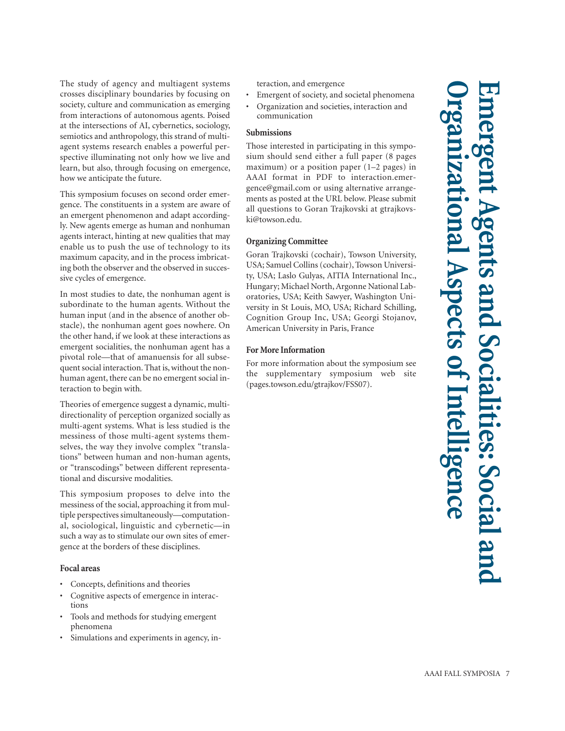# Emergent Agents and Socialities: Social and Organizational Aspects of Intelligence

The study of agency and multiagent systems crosses disciplinary boundaries by focusing on society, culture and communication as emerging from interactions of autonomous agents. Poised at the intersections of AI, cybernetics, sociology, semiotics and anthropology, this strand of multiagent systems research enables a powerful perspective illuminating not only how we live and learn, but also, through focusing on emergence, how we anticipate the future.

This symposium focuses on second order emergence. The constituents in a system are aware of an emergent phenomenon and adapt accordingly. New agents emerge as human and nonhuman agents interact, hinting at new qualities that may enable us to push the use of technology to its maximum capacity, and in the process imbricating both the observer and the observed in successive cycles of emergence.

In most studies to date, the nonhuman agent is subordinate to the human agents. Without the human input (and in the absence of another obstacle), the nonhuman agent goes nowhere. On the other hand, if we look at these interactions as emergent socialities, the nonhuman agent has a pivotal role—that of amanuensis for all subsequent social interaction. That is, without the nonhuman agent, there can be no emergent social interaction to begin with.

Theories of emergence suggest a dynamic, multidirectionality of perception organized socially as multi-agent systems. What is less studied is the messiness of those multi-agent systems themselves, the way they involve complex "translations" between human and non-human agents, or "transcodings" between different representational and discursive modalities.

This symposium proposes to delve into the messiness of the social, approaching it from multiple perspectives simultaneously—computational, sociological, linguistic and cybernetic—in such a way as to stimulate our own sites of emergence at the borders of these disciplines.

## Focal areas

- Concepts, definitions and theories
- Cognitive aspects of emergence in interactions
- Tools and methods for studying emergent phenomena
- Simulations and experiments in agency, interaction, and emergence
- Emergent of society, and societal phenomena
- Organization and societies, interaction and communication

## Submissions

Those interested in participating in this symposium should send either a full paper (8 pages maximum) or a position paper (1–2 pages) in AAAI format in PDF to interaction.emergence@gmail.com or using alternative arrangements as posted at the URL below. Please submit all questions to Goran Trajkovski at gtrajkovski@towson.edu.

## Organizing Committee

Goran Trajkovski (cochair), Towson University, USA; Samuel Collins (cochair), Towson University, USA; Laslo Gulyas, AITIA International Inc., Hungary; Michael North, Argonne National Laboratories, USA; Keith Sawyer, Washington University in St Louis, MO, USA; Richard Schilling, Cognition Group Inc, USA; Georgi Stojanov, American University in Paris, France

## For More Information

For more information about the symposium see the supplementary symposium web site (pages.towson.edu/gtrajkov/FSS07).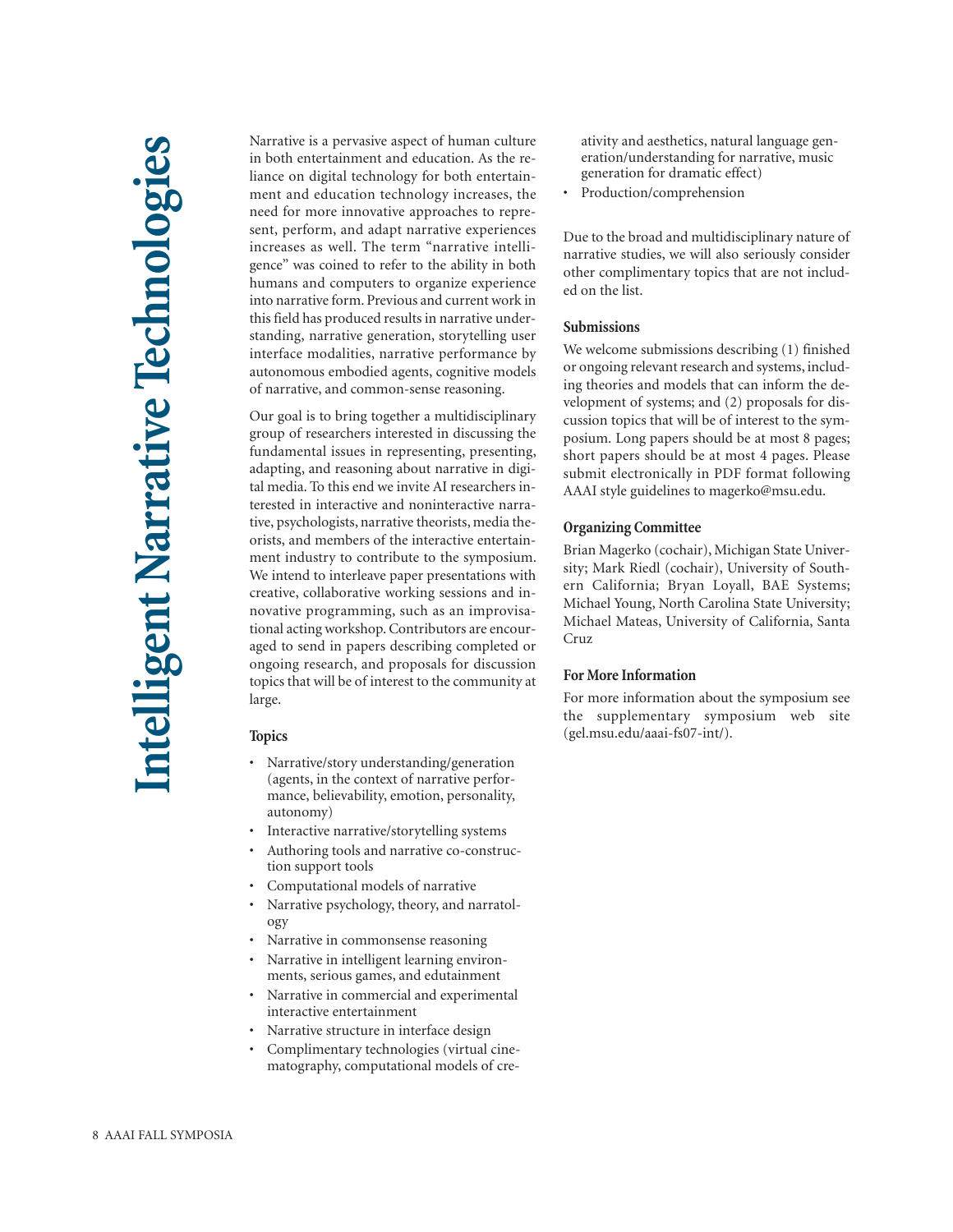# Intelligent Narrative Technologies

Narrative is a pervasive aspect of human culture in both entertainment and education. As the reliance on digital technology for both entertainment and education technology increases, the need for more innovative approaches to represent, perform, and adapt narrative experiences increases as well. The term "narrative intelligence" was coined to refer to the ability in both humans and computers to organize experience into narrative form. Previous and current work in this field has produced results in narrative understanding, narrative generation, storytelling user interface modalities, narrative performance by autonomous embodied agents, cognitive models of narrative, and common-sense reasoning.

Our goal is to bring together a multidisciplinary group of researchers interested in discussing the fundamental issues in representing, presenting, adapting, and reasoning about narrative in digital media. To this end we invite AI researchers interested in interactive and noninteractive narrative, psychologists, narrative theorists, media theorists, and members of the interactive entertainment industry to contribute to the symposium. We intend to interleave paper presentations with creative, collaborative working sessions and innovative programming, such as an improvisational acting workshop. Contributors are encouraged to send in papers describing completed or ongoing research, and proposals for discussion topics that will be of interest to the community at large.

## Topics

- Narrative/story understanding/generation (agents, in the context of narrative performance, believability, emotion, personality, autonomy)
- Interactive narrative/storytelling systems
- Authoring tools and narrative co-construction support tools
- Computational models of narrative
- Narrative psychology, theory, and narratology
- Narrative in commonsense reasoning
- Narrative in intelligent learning environments, serious games, and edutainment
- Narrative in commercial and experimental interactive entertainment
- Narrative structure in interface design
- Complimentary technologies (virtual cinematography, computational models of creativity and aesthetics, natural language generation/understanding for narrative, music generation for dramatic effect)
- Production/comprehension

Due to the broad and multidisciplinary nature of narrative studies, we will also seriously consider other complimentary topics that are not included on the list.

## Submissions

We welcome submissions describing (1) finished or ongoing relevant research and systems, including theories and models that can inform the development of systems; and (2) proposals for discussion topics that will be of interest to the symposium. Long papers should be at most 8 pages; short papers should be at most 4 pages. Please submit electronically in PDF format following AAAI style guidelines to magerko@msu.edu.

## Organizing Committee

Brian Magerko (cochair), Michigan State University; Mark Riedl (cochair), University of Southern California; Bryan Loyall, BAE Systems; Michael Young, North Carolina State University; Michael Mateas, University of California, Santa Cruz

## For More Information

For more information about the symposium see the supplementary symposium web site (gel.msu.edu/aaai-fs07-int/).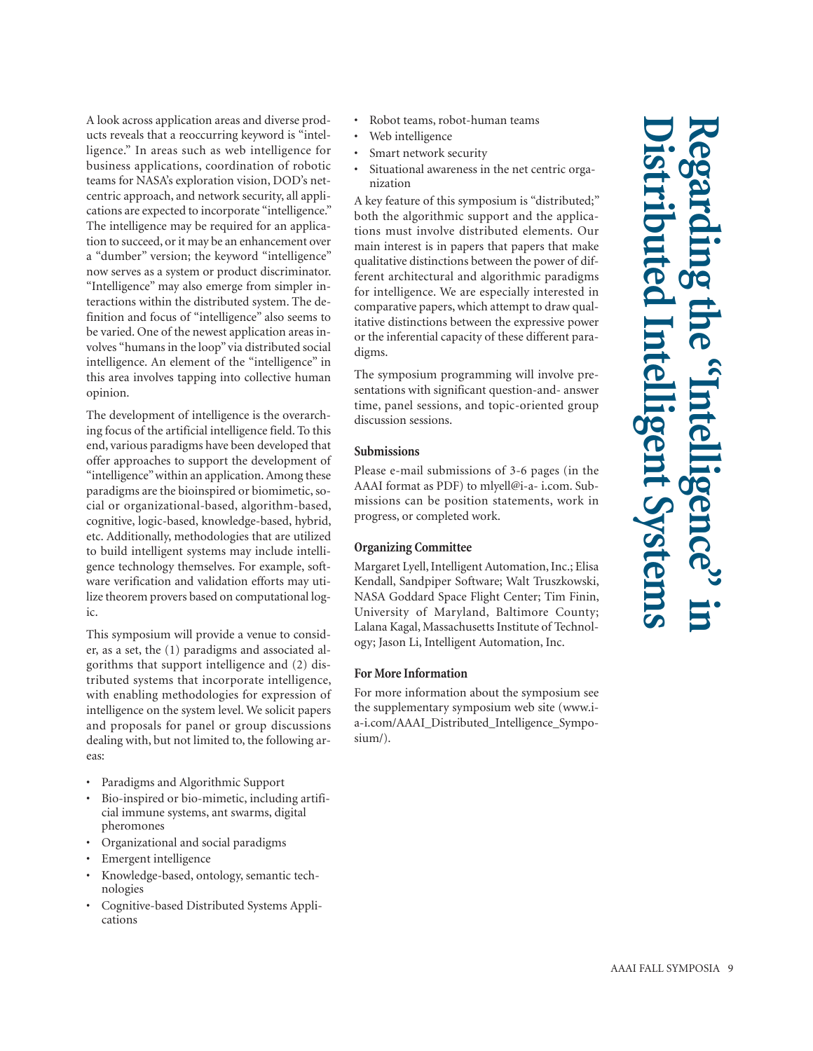# Regarding the "Intelligence" in Distributed Intelligent Systems

A look across application areas and diverse products reveals that a reoccurring keyword is "intelligence." In areas such as web intelligence for business applications, coordination of robotic teams for NASA's exploration vision, DOD's net-centric approach, and network security, all applications are expected to incorporate "intelligence." The intelligence may be required for an application to succeed, or it may be an enhancement over a "dumber" version; the keyword "intelligence" now serves as a system or product discriminator. "Intelligence" may also emerge from simpler interactions within the distributed system. The definition and focus of "intelligence" also seems to be varied. One of the newest application areas involves "humans in the loop" via distributed social intelligence. An element of the "intelligence" in this area involves tapping into collective human opinion.

The development of intelligence is the overarching focus of the artificial intelligence field. To this end, various paradigms have been developed that offer approaches to support the development of "intelligence" within an application. Among these paradigms are the bioinspired or biomimetic, social or organizational-based, algorithm-based, cognitive, logic-based, knowledge-based, hybrid, etc. Additionally, methodologies that are utilized to build intelligent systems may include intelligence technology themselves. For example, software verification and validation efforts may utilize theorem provers based on computational logic.

This symposium will provide a venue to consider, as a set, the (1) paradigms and associated algorithms that support intelligence and (2) distributed systems that incorporate intelligence, with enabling methodologies for expression of intelligence on the system level. We solicit papers and proposals for panel or group discussions dealing with, but not limited to, the following areas:

- Paradigms and Algorithmic Support
- Bio-inspired or bio-mimetic, including artificial immune systems, ant swarms, digital pheromones
- Organizational and social paradigms
- Emergent intelligence
- Knowledge-based, ontology, semantic technologies
- Cognitive-based Distributed Systems Applications
- Robot teams, robot-human teams
- Web intelligence
- Smart network security
- Situational awareness in the net centric organization

A key feature of this symposium is "distributed;" both the algorithmic support and the applications must involve distributed elements. Our main interest is in papers that papers that make qualitative distinctions between the power of different architectural and algorithmic paradigms for intelligence. We are especially interested in comparative papers, which attempt to draw qualitative distinctions between the expressive power or the inferential capacity of these different paradigms.

The symposium programming will involve presentations with significant question-and- answer time, panel sessions, and topic-oriented group discussion sessions.

### Submissions

Please e-mail submissions of 3-6 pages (in the AAAI format as PDF) to mlyell@i-a- i.com. Submissions can be position statements, work in progress, or completed work.

### Organizing Committee

Margaret Lyell, Intelligent Automation, Inc.; Elisa Kendall, Sandpiper Software; Walt Truszkowski, NASA Goddard Space Flight Center; Tim Finin, University of Maryland, Baltimore County; Lalana Kagal, Massachusetts Institute of Technology; Jason Li, Intelligent Automation, Inc.

### For More Information

For more information about the symposium see the supplementary symposium web site (www.i-a-i.com/AAAI_Distributed_Intelligence_Symposium/).